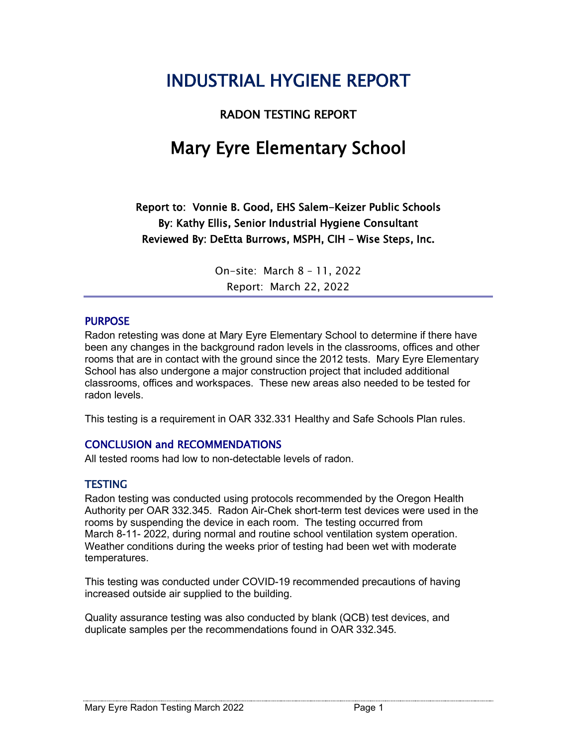# INDUSTRIAL HYGIENE REPORT

## RADON TESTING REPORT

# Mary Eyre Elementary School

**Report to: Vonnie B. Good, EHS Salem-Keizer Public Schools**
**By: Kathy Ellis, Senior Industrial Hygiene Consultant**
**Reviewed By: DeEtta Burrows, MSPH, CIH – Wise Steps, Inc.**

On-site: March 8 – 11, 2022
Report: March 22, 2022

## PURPOSE

Radon retesting was done at Mary Eyre Elementary School to determine if there have been any changes in the background radon levels in the classrooms, offices and other rooms that are in contact with the ground since the 2012 tests. Mary Eyre Elementary School has also undergone a major construction project that included additional classrooms, offices and workspaces. These new areas also needed to be tested for radon levels.

This testing is a requirement in OAR 332.331 Healthy and Safe Schools Plan rules.

## CONCLUSION and RECOMMENDATIONS

All tested rooms had low to non-detectable levels of radon.

## TESTING

Radon testing was conducted using protocols recommended by the Oregon Health Authority per OAR 332.345. Radon Air-Chek short-term test devices were used in the rooms by suspending the device in each room. The testing occurred from March 8-11- 2022, during normal and routine school ventilation system operation. Weather conditions during the weeks prior of testing had been wet with moderate temperatures.

This testing was conducted under COVID-19 recommended precautions of having increased outside air supplied to the building.

Quality assurance testing was also conducted by blank (QCB) test devices, and duplicate samples per the recommendations found in OAR 332.345.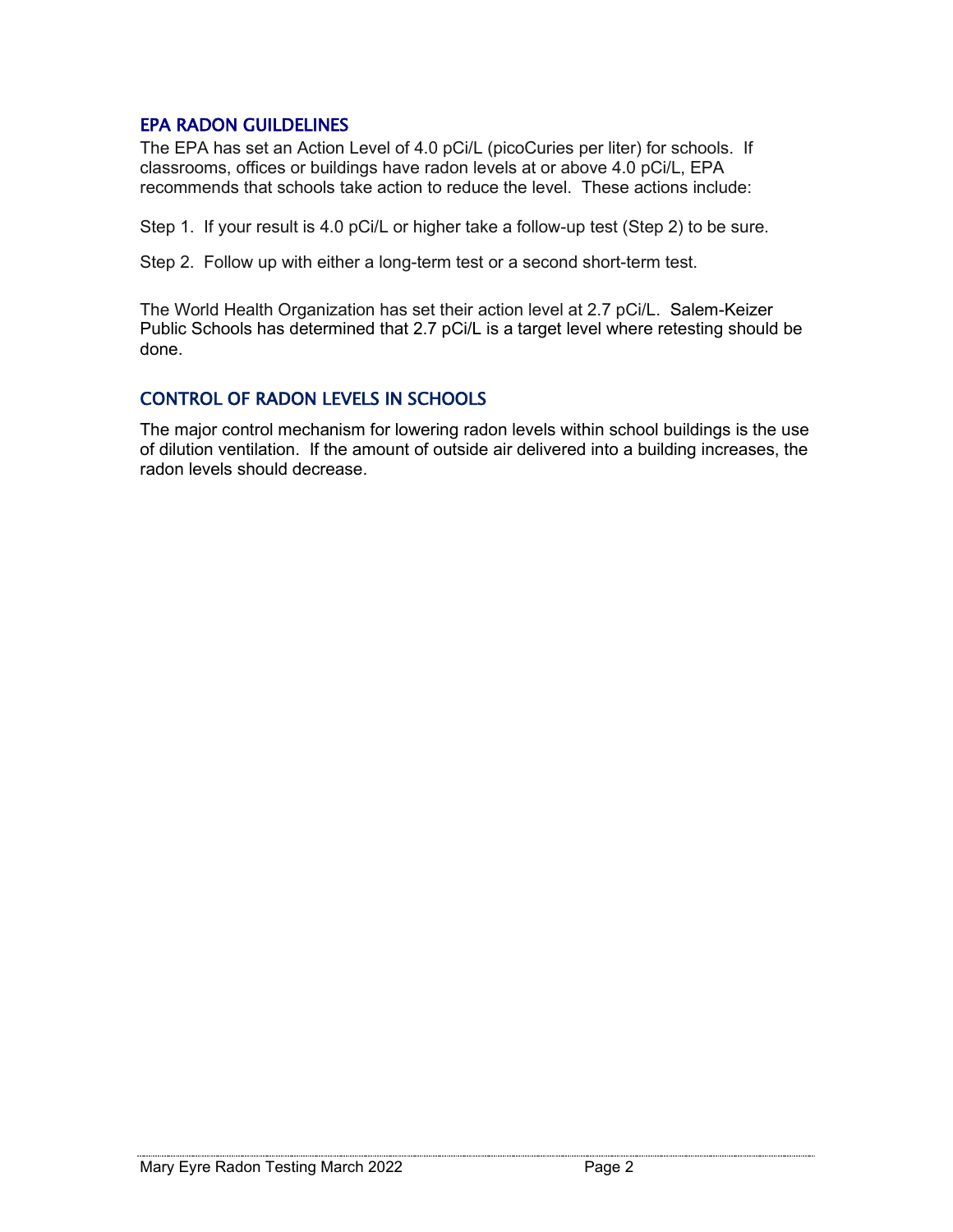## EPA RADON GUILDELINES

The EPA has set an Action Level of 4.0 pCi/L (picoCuries per liter) for schools. If classrooms, offices or buildings have radon levels at or above 4.0 pCi/L, EPA recommends that schools take action to reduce the level. These actions include:

Step 1. If your result is 4.0 pCi/L or higher take a follow-up test (Step 2) to be sure.

Step 2. Follow up with either a long-term test or a second short-term test.

The World Health Organization has set their action level at 2.7 pCi/L. Salem-Keizer Public Schools has determined that 2.7 pCi/L is a target level where retesting should be done.

## CONTROL OF RADON LEVELS IN SCHOOLS

The major control mechanism for lowering radon levels within school buildings is the use of dilution ventilation. If the amount of outside air delivered into a building increases, the radon levels should decrease.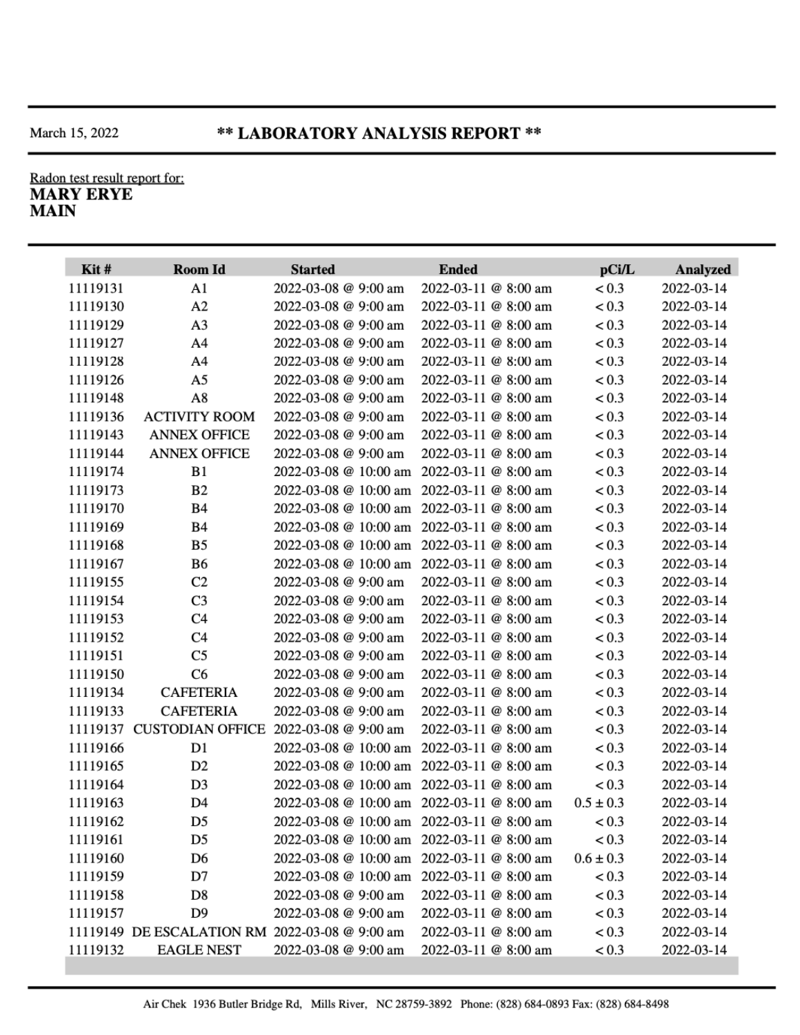March 15, 2022

# ** LABORATORY ANALYSIS REPORT **

Radon test result report for:

**MARY ERYE**
**MAIN**

| Kit # | Room Id | Started | Ended | pCi/L | Analyzed |
|---|---|---|---|---|---|
| 11119131 | A1 | 2022-03-08 @ 9:00 am | 2022-03-11 @ 8:00 am | < 0.3 | 2022-03-14 |
| 11119130 | A2 | 2022-03-08 @ 9:00 am | 2022-03-11 @ 8:00 am | < 0.3 | 2022-03-14 |
| 11119129 | A3 | 2022-03-08 @ 9:00 am | 2022-03-11 @ 8:00 am | < 0.3 | 2022-03-14 |
| 11119127 | A4 | 2022-03-08 @ 9:00 am | 2022-03-11 @ 8:00 am | < 0.3 | 2022-03-14 |
| 11119128 | A4 | 2022-03-08 @ 9:00 am | 2022-03-11 @ 8:00 am | < 0.3 | 2022-03-14 |
| 11119126 | A5 | 2022-03-08 @ 9:00 am | 2022-03-11 @ 8:00 am | < 0.3 | 2022-03-14 |
| 11119148 | A8 | 2022-03-08 @ 9:00 am | 2022-03-11 @ 8:00 am | < 0.3 | 2022-03-14 |
| 11119136 | ACTIVITY ROOM | 2022-03-08 @ 9:00 am | 2022-03-11 @ 8:00 am | < 0.3 | 2022-03-14 |
| 11119143 | ANNEX OFFICE | 2022-03-08 @ 9:00 am | 2022-03-11 @ 8:00 am | < 0.3 | 2022-03-14 |
| 11119144 | ANNEX OFFICE | 2022-03-08 @ 9:00 am | 2022-03-11 @ 8:00 am | < 0.3 | 2022-03-14 |
| 11119174 | B1 | 2022-03-08 @ 10:00 am | 2022-03-11 @ 8:00 am | < 0.3 | 2022-03-14 |
| 11119173 | B2 | 2022-03-08 @ 10:00 am | 2022-03-11 @ 8:00 am | < 0.3 | 2022-03-14 |
| 11119170 | B4 | 2022-03-08 @ 10:00 am | 2022-03-11 @ 8:00 am | < 0.3 | 2022-03-14 |
| 11119169 | B4 | 2022-03-08 @ 10:00 am | 2022-03-11 @ 8:00 am | < 0.3 | 2022-03-14 |
| 11119168 | B5 | 2022-03-08 @ 10:00 am | 2022-03-11 @ 8:00 am | < 0.3 | 2022-03-14 |
| 11119167 | B6 | 2022-03-08 @ 10:00 am | 2022-03-11 @ 8:00 am | < 0.3 | 2022-03-14 |
| 11119155 | C2 | 2022-03-08 @ 9:00 am | 2022-03-11 @ 8:00 am | < 0.3 | 2022-03-14 |
| 11119154 | C3 | 2022-03-08 @ 9:00 am | 2022-03-11 @ 8:00 am | < 0.3 | 2022-03-14 |
| 11119153 | C4 | 2022-03-08 @ 9:00 am | 2022-03-11 @ 8:00 am | < 0.3 | 2022-03-14 |
| 11119152 | C4 | 2022-03-08 @ 9:00 am | 2022-03-11 @ 8:00 am | < 0.3 | 2022-03-14 |
| 11119151 | C5 | 2022-03-08 @ 9:00 am | 2022-03-11 @ 8:00 am | < 0.3 | 2022-03-14 |
| 11119150 | C6 | 2022-03-08 @ 9:00 am | 2022-03-11 @ 8:00 am | < 0.3 | 2022-03-14 |
| 11119134 | CAFETERIA | 2022-03-08 @ 9:00 am | 2022-03-11 @ 8:00 am | < 0.3 | 2022-03-14 |
| 11119133 | CAFETERIA | 2022-03-08 @ 9:00 am | 2022-03-11 @ 8:00 am | < 0.3 | 2022-03-14 |
| 11119137 | CUSTODIAN OFFICE | 2022-03-08 @ 9:00 am | 2022-03-11 @ 8:00 am | < 0.3 | 2022-03-14 |
| 11119166 | D1 | 2022-03-08 @ 10:00 am | 2022-03-11 @ 8:00 am | < 0.3 | 2022-03-14 |
| 11119165 | D2 | 2022-03-08 @ 10:00 am | 2022-03-11 @ 8:00 am | < 0.3 | 2022-03-14 |
| 11119164 | D3 | 2022-03-08 @ 10:00 am | 2022-03-11 @ 8:00 am | < 0.3 | 2022-03-14 |
| 11119163 | D4 | 2022-03-08 @ 10:00 am | 2022-03-11 @ 8:00 am | 0.5 ± 0.3 | 2022-03-14 |
| 11119162 | D5 | 2022-03-08 @ 10:00 am | 2022-03-11 @ 8:00 am | < 0.3 | 2022-03-14 |
| 11119161 | D5 | 2022-03-08 @ 10:00 am | 2022-03-11 @ 8:00 am | < 0.3 | 2022-03-14 |
| 11119160 | D6 | 2022-03-08 @ 10:00 am | 2022-03-11 @ 8:00 am | 0.6 ± 0.3 | 2022-03-14 |
| 11119159 | D7 | 2022-03-08 @ 10:00 am | 2022-03-11 @ 8:00 am | < 0.3 | 2022-03-14 |
| 11119158 | D8 | 2022-03-08 @ 9:00 am | 2022-03-11 @ 8:00 am | < 0.3 | 2022-03-14 |
| 11119157 | D9 | 2022-03-08 @ 9:00 am | 2022-03-11 @ 8:00 am | < 0.3 | 2022-03-14 |
| 11119149 | DE ESCALATION RM | 2022-03-08 @ 9:00 am | 2022-03-11 @ 8:00 am | < 0.3 | 2022-03-14 |
| 11119132 | EAGLE NEST | 2022-03-08 @ 9:00 am | 2022-03-11 @ 8:00 am | < 0.3 | 2022-03-14 |

Air Chek 1936 Butler Bridge Rd, Mills River, NC 28759-3892 Phone: (828) 684-0893 Fax: (828) 684-8498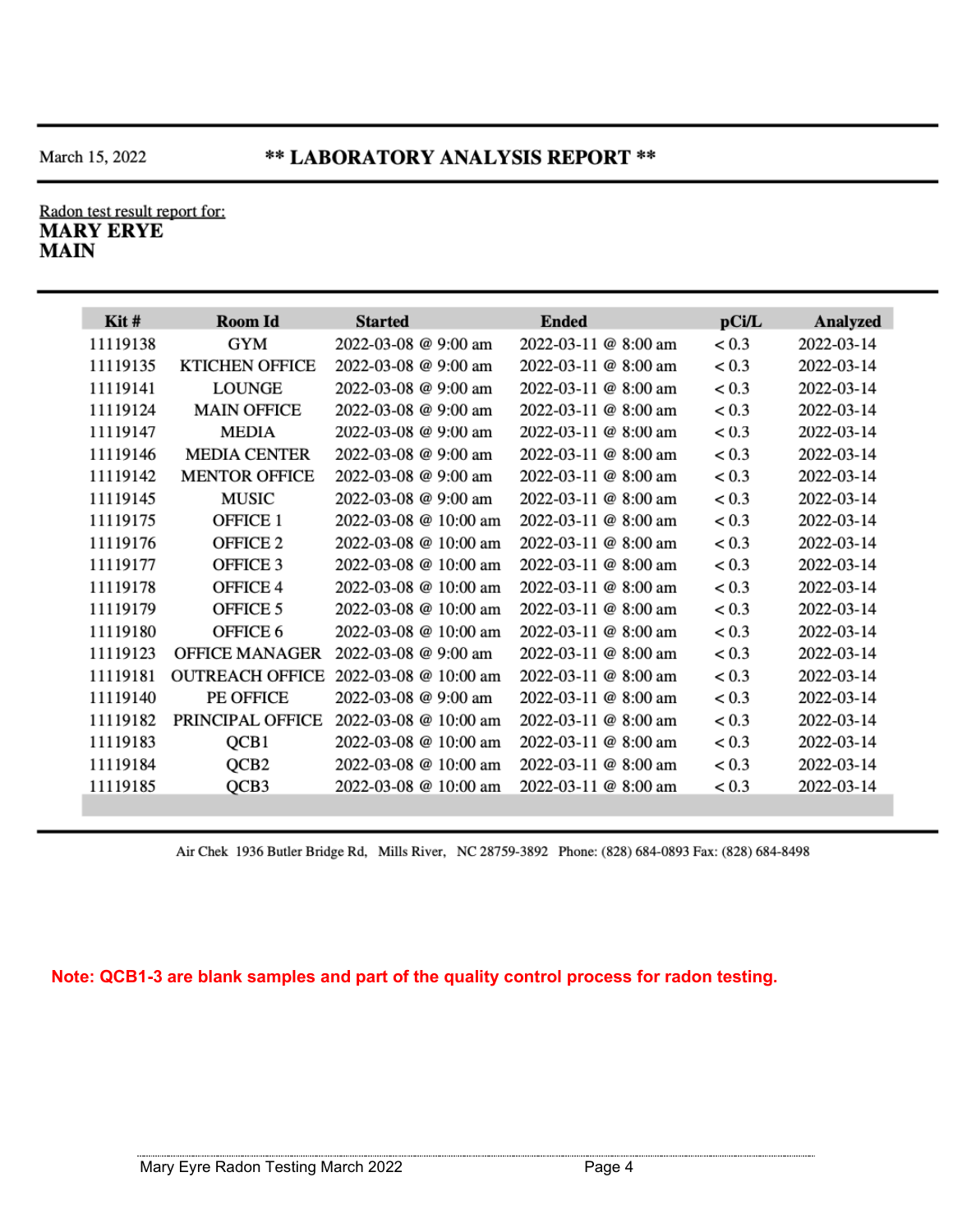March 15, 2022

# ** LABORATORY ANALYSIS REPORT **

Radon test result report for:
**MARY ERYE**
**MAIN**

| Kit # | Room Id | Started | Ended | pCi/L | Analyzed |
|---|---|---|---|---|---|
| 11119138 | GYM | 2022-03-08 @ 9:00 am | 2022-03-11 @ 8:00 am | < 0.3 | 2022-03-14 |
| 11119135 | KTICHEN OFFICE | 2022-03-08 @ 9:00 am | 2022-03-11 @ 8:00 am | < 0.3 | 2022-03-14 |
| 11119141 | LOUNGE | 2022-03-08 @ 9:00 am | 2022-03-11 @ 8:00 am | < 0.3 | 2022-03-14 |
| 11119124 | MAIN OFFICE | 2022-03-08 @ 9:00 am | 2022-03-11 @ 8:00 am | < 0.3 | 2022-03-14 |
| 11119147 | MEDIA | 2022-03-08 @ 9:00 am | 2022-03-11 @ 8:00 am | < 0.3 | 2022-03-14 |
| 11119146 | MEDIA CENTER | 2022-03-08 @ 9:00 am | 2022-03-11 @ 8:00 am | < 0.3 | 2022-03-14 |
| 11119142 | MENTOR OFFICE | 2022-03-08 @ 9:00 am | 2022-03-11 @ 8:00 am | < 0.3 | 2022-03-14 |
| 11119145 | MUSIC | 2022-03-08 @ 9:00 am | 2022-03-11 @ 8:00 am | < 0.3 | 2022-03-14 |
| 11119175 | OFFICE 1 | 2022-03-08 @ 10:00 am | 2022-03-11 @ 8:00 am | < 0.3 | 2022-03-14 |
| 11119176 | OFFICE 2 | 2022-03-08 @ 10:00 am | 2022-03-11 @ 8:00 am | < 0.3 | 2022-03-14 |
| 11119177 | OFFICE 3 | 2022-03-08 @ 10:00 am | 2022-03-11 @ 8:00 am | < 0.3 | 2022-03-14 |
| 11119178 | OFFICE 4 | 2022-03-08 @ 10:00 am | 2022-03-11 @ 8:00 am | < 0.3 | 2022-03-14 |
| 11119179 | OFFICE 5 | 2022-03-08 @ 10:00 am | 2022-03-11 @ 8:00 am | < 0.3 | 2022-03-14 |
| 11119180 | OFFICE 6 | 2022-03-08 @ 10:00 am | 2022-03-11 @ 8:00 am | < 0.3 | 2022-03-14 |
| 11119123 | OFFICE MANAGER | 2022-03-08 @ 9:00 am | 2022-03-11 @ 8:00 am | < 0.3 | 2022-03-14 |
| 11119181 | OUTREACH OFFICE | 2022-03-08 @ 10:00 am | 2022-03-11 @ 8:00 am | < 0.3 | 2022-03-14 |
| 11119140 | PE OFFICE | 2022-03-08 @ 9:00 am | 2022-03-11 @ 8:00 am | < 0.3 | 2022-03-14 |
| 11119182 | PRINCIPAL OFFICE | 2022-03-08 @ 10:00 am | 2022-03-11 @ 8:00 am | < 0.3 | 2022-03-14 |
| 11119183 | QCB1 | 2022-03-08 @ 10:00 am | 2022-03-11 @ 8:00 am | < 0.3 | 2022-03-14 |
| 11119184 | QCB2 | 2022-03-08 @ 10:00 am | 2022-03-11 @ 8:00 am | < 0.3 | 2022-03-14 |
| 11119185 | QCB3 | 2022-03-08 @ 10:00 am | 2022-03-11 @ 8:00 am | < 0.3 | 2022-03-14 |

Air Chek 1936 Butler Bridge Rd, Mills River, NC 28759-3892 Phone: (828) 684-0893 Fax: (828) 684-8498

**Note: QCB1-3 are blank samples and part of the quality control process for radon testing.**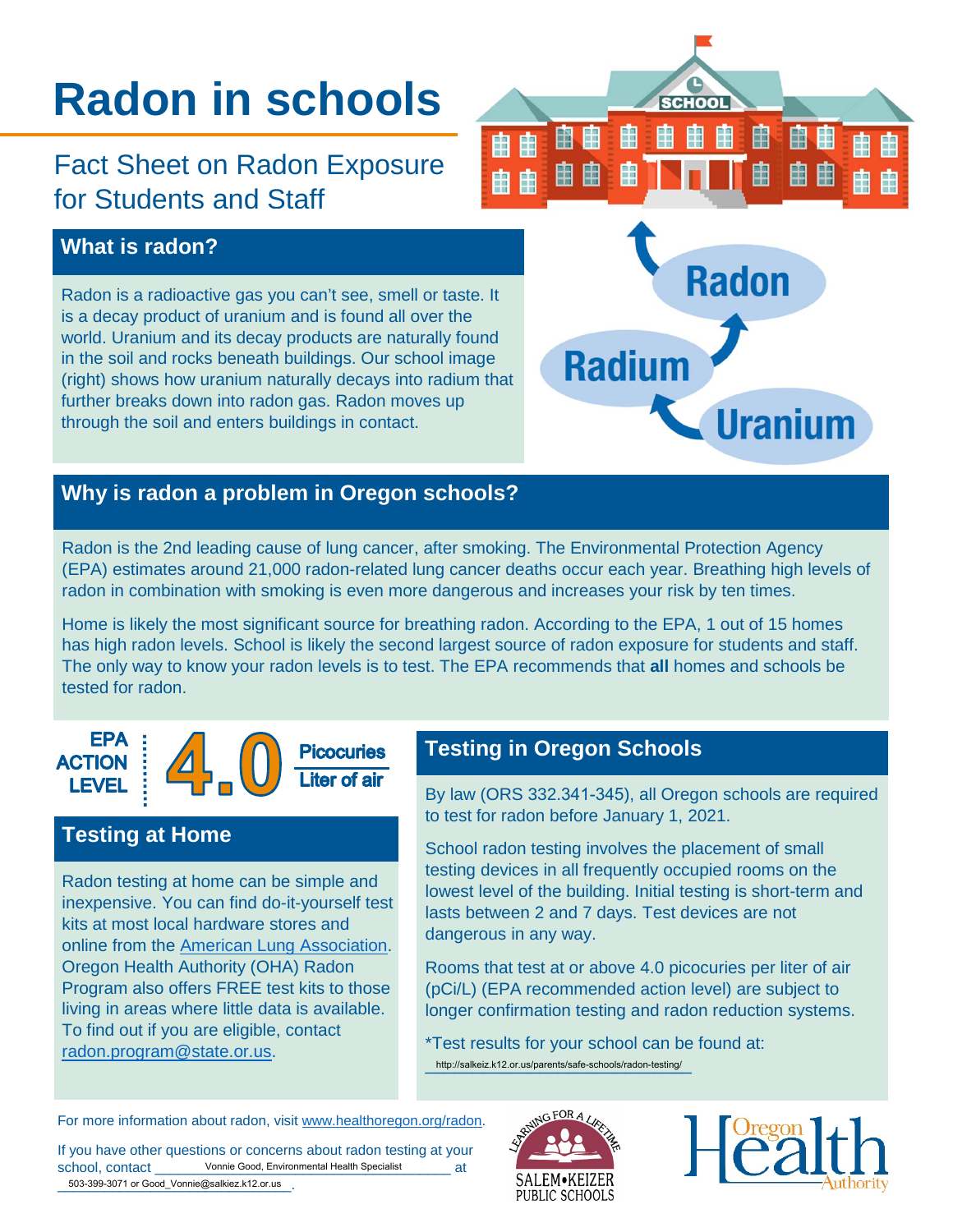# Radon in schools

## Fact Sheet on Radon Exposure for Students and Staff

### What is radon?

Radon is a radioactive gas you can't see, smell or taste. It is a decay product of uranium and is found all over the world. Uranium and its decay products are naturally found in the soil and rocks beneath buildings. Our school image (right) shows how uranium naturally decays into radium that further breaks down into radon gas. Radon moves up through the soil and enters buildings in contact.

SCHOOL

Radon

Radium

Uranium

### Why is radon a problem in Oregon schools?

Radon is the 2nd leading cause of lung cancer, after smoking. The Environmental Protection Agency (EPA) estimates around 21,000 radon-related lung cancer deaths occur each year. Breathing high levels of radon in combination with smoking is even more dangerous and increases your risk by ten times.

Home is likely the most significant source for breathing radon. According to the EPA, 1 out of 15 homes has high radon levels. School is likely the second largest source of radon exposure for students and staff. The only way to know your radon levels is to test. The EPA recommends that **all** homes and schools be tested for radon.

EPA ACTION LEVEL **4.0** Picocuries / Liter of air

### Testing at Home

Radon testing at home can be simple and inexpensive. You can find do-it-yourself test kits at most local hardware stores and online from the American Lung Association. Oregon Health Authority (OHA) Radon Program also offers FREE test kits to those living in areas where little data is available. To find out if you are eligible, contact radon.program@state.or.us.

### Testing in Oregon Schools

By law (ORS 332.341-345), all Oregon schools are required to test for radon before January 1, 2021.

School radon testing involves the placement of small testing devices in all frequently occupied rooms on the lowest level of the building. Initial testing is short-term and lasts between 2 and 7 days. Test devices are not dangerous in any way.

Rooms that test at or above 4.0 picocuries per liter of air (pCi/L) (EPA recommended action level) are subject to longer confirmation testing and radon reduction systems.

*Test results for your school can be found at: http://salkeiz.k12.or.us/parents/safe-schools/radon-testing/

For more information about radon, visit www.healthoregon.org/radon.

If you have other questions or concerns about radon testing at your school, contact Vonnie Good, Environmental Health Specialist at 503-399-3071 or Good_Vonnie@salkiez.k12.or.us.

LEARNING FOR A LIFETIME — SALEM•KEIZER PUBLIC SCHOOLS

Oregon Health Authority